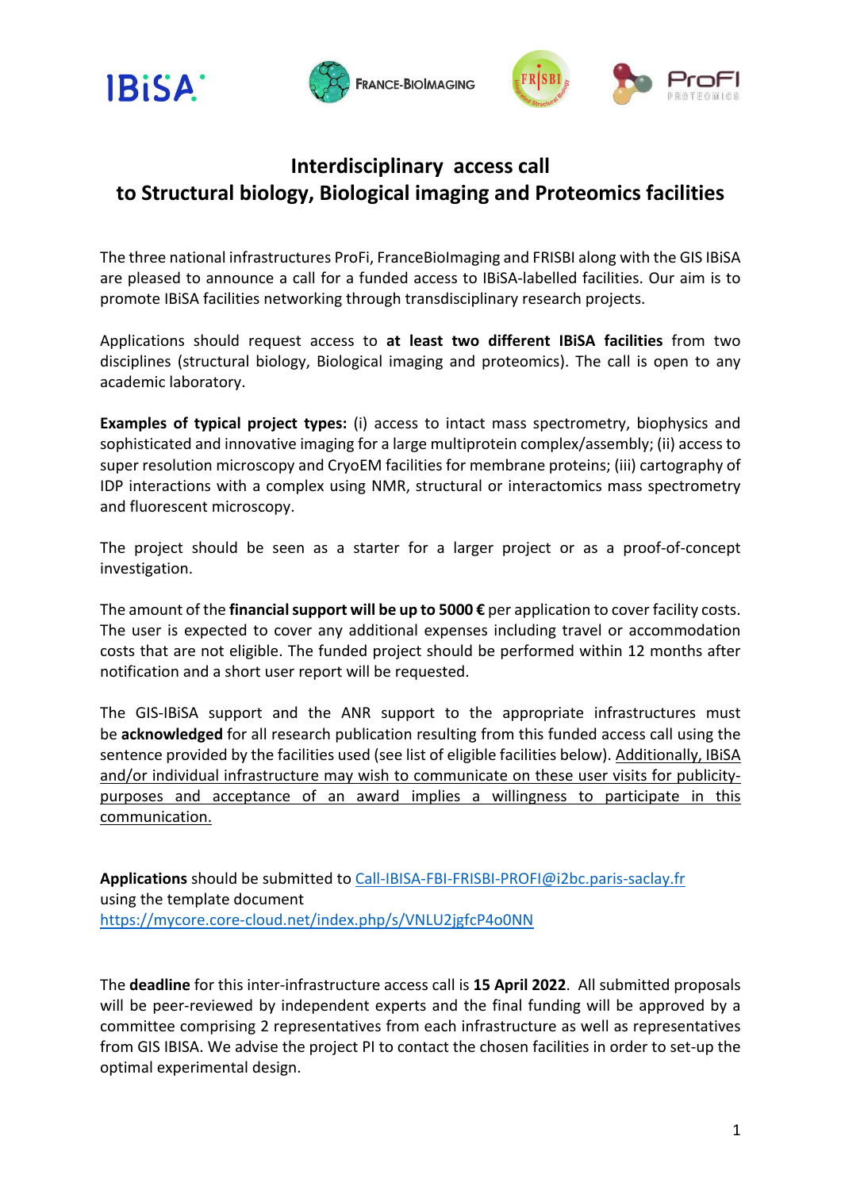# Interdisciplinary access call to Structural biology, Biological imaging and Proteomics facilities

The three national infrastructures ProFi, FranceBioImaging and FRISBI along with the GIS IBiSA are pleased to announce a call for a funded access to IBiSA-labelled facilities. Our aim is to promote IBiSA facilities networking through transdisciplinary research projects.

Applications should request access to **at least two different IBiSA facilities** from two disciplines (structural biology, Biological imaging and proteomics). The call is open to any academic laboratory.

**Examples of typical project types:** (i) access to intact mass spectrometry, biophysics and sophisticated and innovative imaging for a large multiprotein complex/assembly; (ii) access to super resolution microscopy and CryoEM facilities for membrane proteins; (iii) cartography of IDP interactions with a complex using NMR, structural or interactomics mass spectrometry and fluorescent microscopy.

The project should be seen as a starter for a larger project or as a proof-of-concept investigation.

The amount of the **financial support will be up to 5000 €** per application to cover facility costs. The user is expected to cover any additional expenses including travel or accommodation costs that are not eligible. The funded project should be performed within 12 months after notification and a short user report will be requested.

The GIS-IBiSA support and the ANR support to the appropriate infrastructures must be **acknowledged** for all research publication resulting from this funded access call using the sentence provided by the facilities used (see list of eligible facilities below). Additionally, IBiSA and/or individual infrastructure may wish to communicate on these user visits for publicity-purposes and acceptance of an award implies a willingness to participate in this communication.

**Applications** should be submitted to Call-IBISA-FBI-FRISBI-PROFI@i2bc.paris-saclay.fr using the template document https://mycore.core-cloud.net/index.php/s/VNLU2jgfcP4o0NN

The **deadline** for this inter-infrastructure access call is **15 April 2022**. All submitted proposals will be peer-reviewed by independent experts and the final funding will be approved by a committee comprising 2 representatives from each infrastructure as well as representatives from GIS IBISA. We advise the project PI to contact the chosen facilities in order to set-up the optimal experimental design.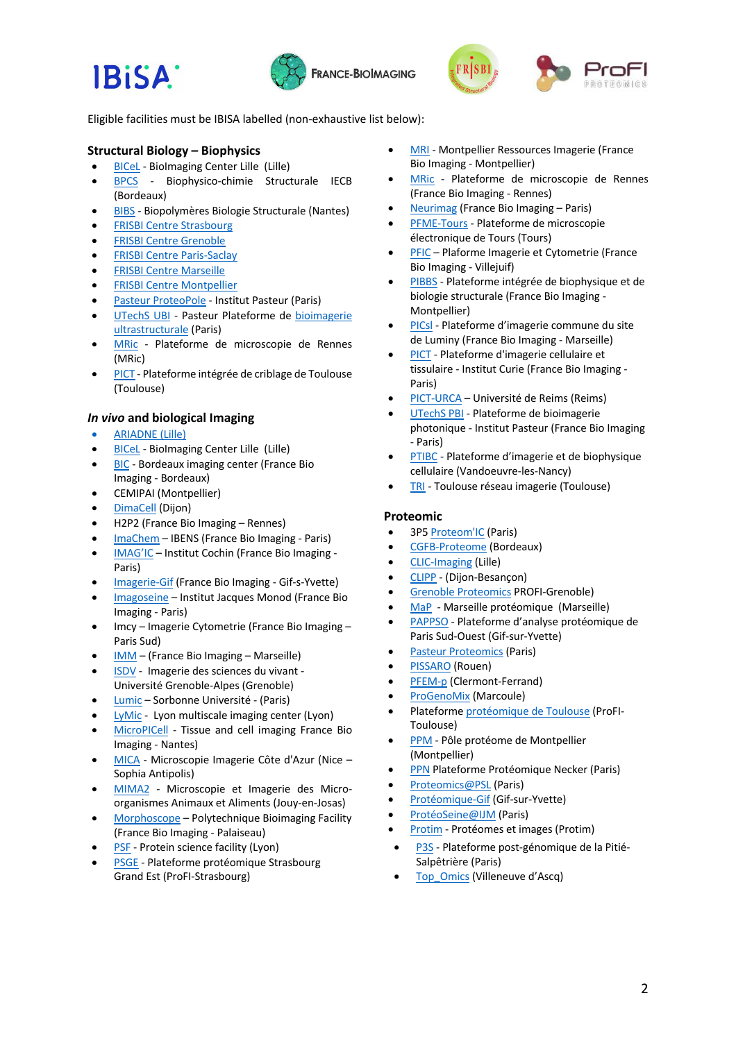Eligible facilities must be IBISA labelled (non-exhaustive list below):

## Structural Biology – Biophysics

- BICeL - BioImaging Center Lille (Lille)
- BPCS - Biophysico-chimie Structurale IECB (Bordeaux)
- BIBS - Biopolymères Biologie Structurale (Nantes)
- FRISBI Centre Strasbourg
- FRISBI Centre Grenoble
- FRISBI Centre Paris-Saclay
- FRISBI Centre Marseille
- FRISBI Centre Montpellier
- Pasteur ProteoPole - Institut Pasteur (Paris)
- UTechS UBI - Pasteur Plateforme de bioimagerie ultrastructurale (Paris)
- MRic - Plateforme de microscopie de Rennes (MRic)
- PICT - Plateforme intégrée de criblage de Toulouse (Toulouse)

## *In vivo* and biological Imaging

- ARIADNE (Lille)
- BICeL - BioImaging Center Lille (Lille)
- BIC - Bordeaux imaging center (France Bio Imaging - Bordeaux)
- CEMIPAI (Montpellier)
- DimaCell (Dijon)
- H2P2 (France Bio Imaging – Rennes)
- ImaChem – IBENS (France Bio Imaging - Paris)
- IMAG'IC – Institut Cochin (France Bio Imaging - Paris)
- Imagerie-Gif (France Bio Imaging - Gif-s-Yvette)
- Imagoseine – Institut Jacques Monod (France Bio Imaging - Paris)
- Imcy – Imagerie Cytometrie (France Bio Imaging – Paris Sud)
- IMM – (France Bio Imaging – Marseille)
- ISDV - Imagerie des sciences du vivant - Université Grenoble-Alpes (Grenoble)
- Lumic – Sorbonne Université - (Paris)
- LyMic - Lyon multiscale imaging center (Lyon)
- MicroPICell - Tissue and cell imaging France Bio Imaging - Nantes)
- MICA - Microscopie Imagerie Côte d'Azur (Nice – Sophia Antipolis)
- MIMA2 - Microscopie et Imagerie des Micro-organismes Animaux et Aliments (Jouy-en-Josas)
- Morphoscope – Polytechnique Bioimaging Facility (France Bio Imaging - Palaiseau)
- PSF - Protein science facility (Lyon)
- PSGE - Plateforme protéomique Strasbourg Grand Est (ProFI-Strasbourg)
- MRI - Montpellier Ressources Imagerie (France Bio Imaging - Montpellier)
- MRic - Plateforme de microscopie de Rennes (France Bio Imaging - Rennes)
- Neurimag (France Bio Imaging – Paris)
- PFME-Tours - Plateforme de microscopie électronique de Tours (Tours)
- PFIC – Plaforme Imagerie et Cytometrie (France Bio Imaging - Villejuif)
- PIBBS - Plateforme intégrée de biophysique et de biologie structurale (France Bio Imaging - Montpellier)
- PICsl - Plateforme d'imagerie commune du site de Luminy (France Bio Imaging - Marseille)
- PICT - Plateforme d'imagerie cellulaire et tissulaire - Institut Curie (France Bio Imaging - Paris)
- PICT-URCA – Université de Reims (Reims)
- UTechS PBI - Plateforme de bioimagerie photonique - Institut Pasteur (France Bio Imaging - Paris)
- PTIBC - Plateforme d'imagerie et de biophysique cellulaire (Vandoeuvre-les-Nancy)
- TRI - Toulouse réseau imagerie (Toulouse)

## Proteomic

- 3P5 Proteom'IC (Paris)
- CGFB-Proteome (Bordeaux)
- CLIC-Imaging (Lille)
- CLIPP - (Dijon-Besançon)
- Grenoble Proteomics ProFI-Grenoble)
- MaP - Marseille protéomique (Marseille)
- PAPPSO - Plateforme d'analyse protéomique de Paris Sud-Ouest (Gif-sur-Yvette)
- Pasteur Proteomics (Paris)
- PISSARO (Rouen)
- PFEM-p (Clermont-Ferrand)
- ProGenoMix (Marcoule)
- Plateforme protéomique de Toulouse (ProFI-Toulouse)
- PPM - Pôle protéome de Montpellier (Montpellier)
- PPN Plateforme Protéomique Necker (Paris)
- Proteomics@PSL (Paris)
- Protéomique-Gif (Gif-sur-Yvette)
- ProtéoSeine@IJM (Paris)
- Protim - Protéomes et images (Protim)
- P3S - Plateforme post-génomique de la Pitié-Salpêtrière (Paris)
- Top_Omics (Villeneuve d'Ascq)